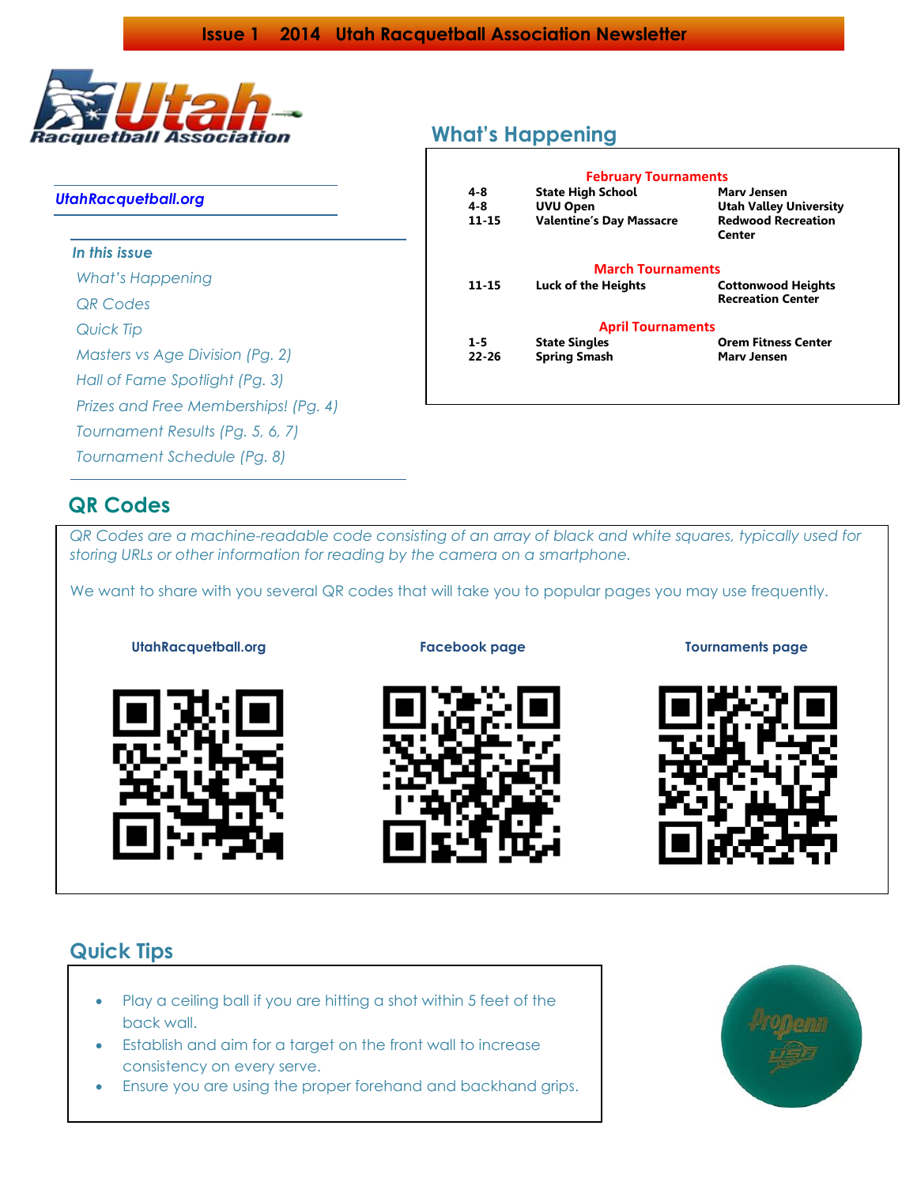# Issue 1 2014 Utah Racquetball Association Newsletter

*UtahRacquetball.org*

***In this issue***

*What's Happening*
*QR Codes*
*Quick Tip*
*Masters vs Age Division (Pg. 2)*
*Hall of Fame Spotlight (Pg. 3)*
*Prizes and Free Memberships! (Pg. 4)*
*Tournament Results (Pg. 5, 6, 7)*
*Tournament Schedule (Pg. 8)*

## What's Happening

**February Tournaments**

| | | |
|---|---|---|
| **4-8** | **State High School** | **Marv Jensen** |
| **4-8** | **UVU Open** | **Utah Valley University** |
| **11-15** | **Valentine's Day Massacre** | **Redwood Recreation Center** |

**March Tournaments**

| | | |
|---|---|---|
| **11-15** | **Luck of the Heights** | **Cottonwood Heights Recreation Center** |

**April Tournaments**

| | | |
|---|---|---|
| **1-5** | **State Singles** | **Orem Fitness Center** |
| **22-26** | **Spring Smash** | **Marv Jensen** |

## QR Codes

*QR Codes are a machine-readable code consisting of an array of black and white squares, typically used for storing URLs or other information for reading by the camera on a smartphone.*

We want to share with you several QR codes that will take you to popular pages you may use frequently.

**UtahRacquetball.org** **Facebook page** **Tournaments page**

## Quick Tips

- Play a ceiling ball if you are hitting a shot within 5 feet of the back wall.
- Establish and aim for a target on the front wall to increase consistency on every serve.
- Ensure you are using the proper forehand and backhand grips.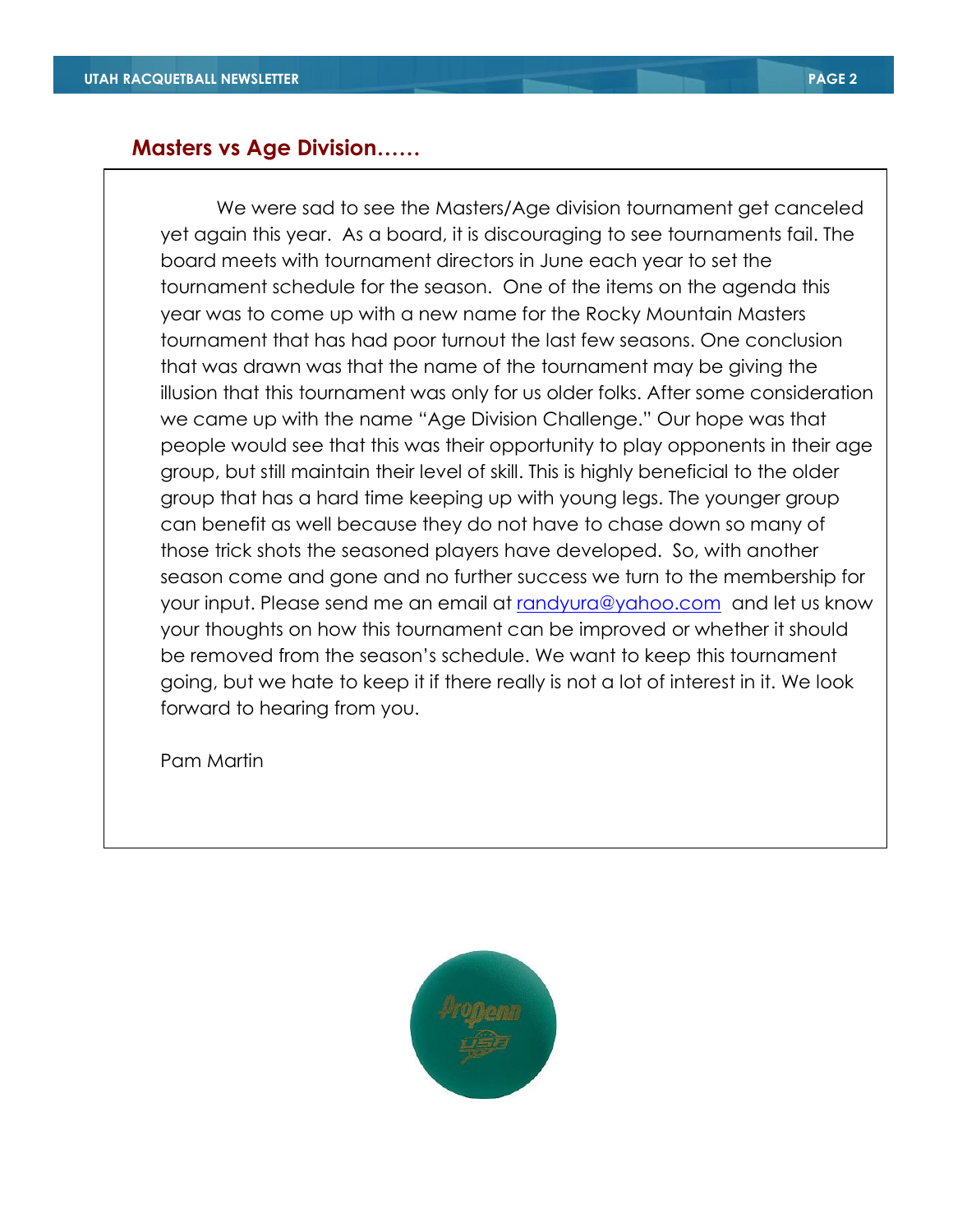## Masters vs Age Division……

We were sad to see the Masters/Age division tournament get canceled yet again this year. As a board, it is discouraging to see tournaments fail. The board meets with tournament directors in June each year to set the tournament schedule for the season. One of the items on the agenda this year was to come up with a new name for the Rocky Mountain Masters tournament that has had poor turnout the last few seasons. One conclusion that was drawn was that the name of the tournament may be giving the illusion that this tournament was only for us older folks. After some consideration we came up with the name "Age Division Challenge." Our hope was that people would see that this was their opportunity to play opponents in their age group, but still maintain their level of skill. This is highly beneficial to the older group that has a hard time keeping up with young legs. The younger group can benefit as well because they do not have to chase down so many of those trick shots the seasoned players have developed. So, with another season come and gone and no further success we turn to the membership for your input. Please send me an email at randyura@yahoo.com and let us know your thoughts on how this tournament can be improved or whether it should be removed from the season's schedule. We want to keep this tournament going, but we hate to keep it if there really is not a lot of interest in it. We look forward to hearing from you.

Pam Martin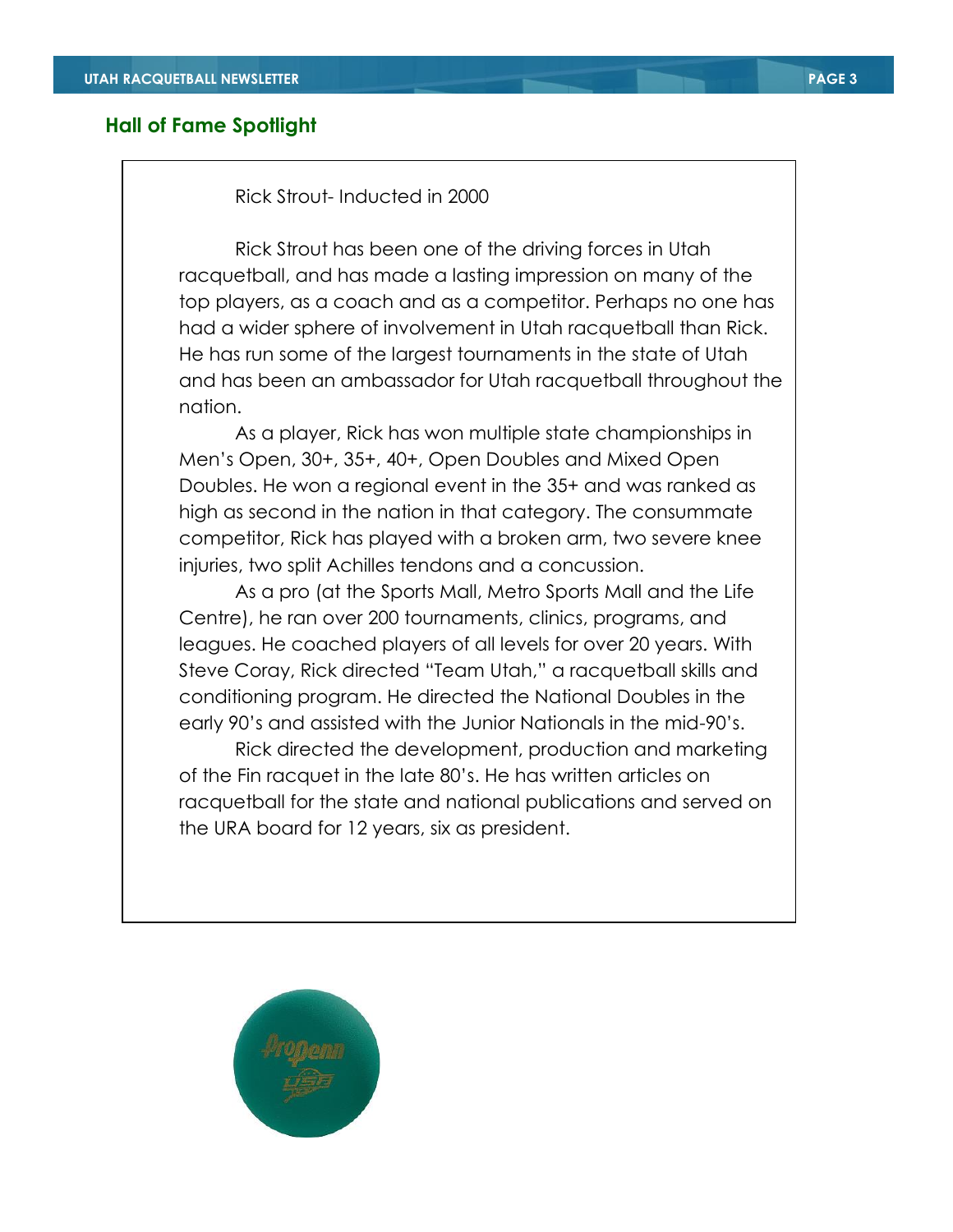## Hall of Fame Spotlight

Rick Strout- Inducted in 2000

Rick Strout has been one of the driving forces in Utah racquetball, and has made a lasting impression on many of the top players, as a coach and as a competitor. Perhaps no one has had a wider sphere of involvement in Utah racquetball than Rick. He has run some of the largest tournaments in the state of Utah and has been an ambassador for Utah racquetball throughout the nation.

As a player, Rick has won multiple state championships in Men's Open, 30+, 35+, 40+, Open Doubles and Mixed Open Doubles. He won a regional event in the 35+ and was ranked as high as second in the nation in that category. The consummate competitor, Rick has played with a broken arm, two severe knee injuries, two split Achilles tendons and a concussion.

As a pro (at the Sports Mall, Metro Sports Mall and the Life Centre), he ran over 200 tournaments, clinics, programs, and leagues. He coached players of all levels for over 20 years. With Steve Coray, Rick directed "Team Utah," a racquetball skills and conditioning program. He directed the National Doubles in the early 90's and assisted with the Junior Nationals in the mid-90's.

Rick directed the development, production and marketing of the Fin racquet in the late 80's. He has written articles on racquetball for the state and national publications and served on the URA board for 12 years, six as president.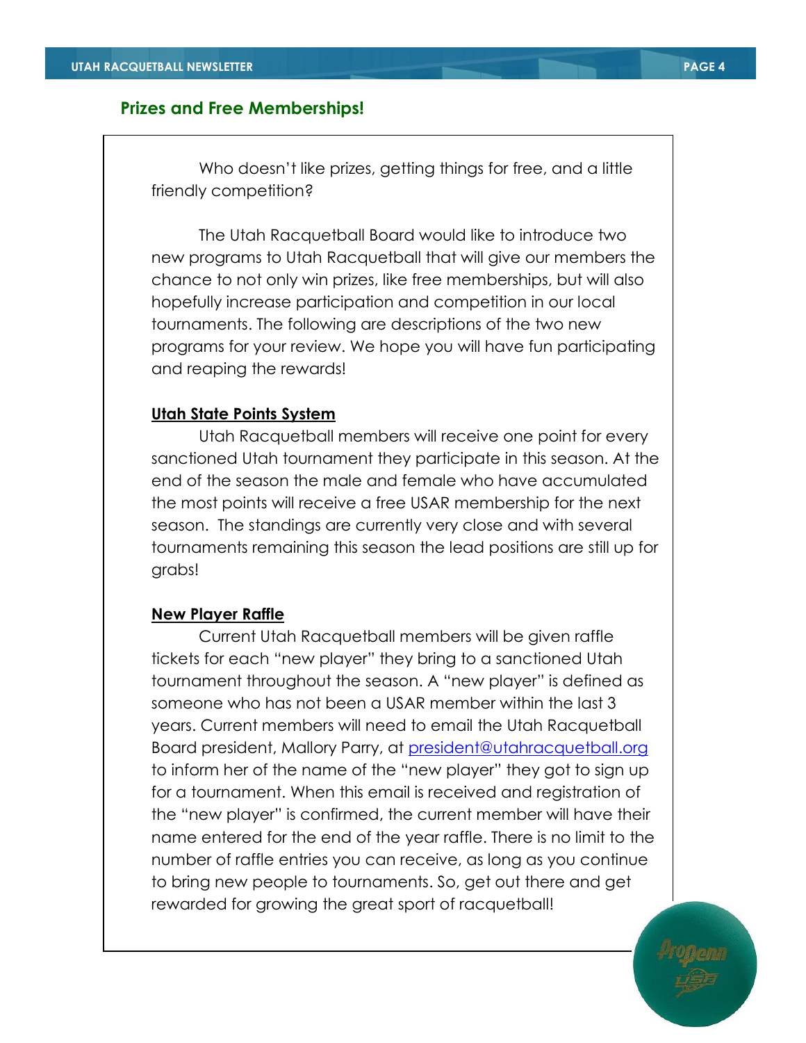## Prizes and Free Memberships!

Who doesn't like prizes, getting things for free, and a little friendly competition?

The Utah Racquetball Board would like to introduce two new programs to Utah Racquetball that will give our members the chance to not only win prizes, like free memberships, but will also hopefully increase participation and competition in our local tournaments. The following are descriptions of the two new programs for your review. We hope you will have fun participating and reaping the rewards!

**Utah State Points System**

Utah Racquetball members will receive one point for every sanctioned Utah tournament they participate in this season. At the end of the season the male and female who have accumulated the most points will receive a free USAR membership for the next season. The standings are currently very close and with several tournaments remaining this season the lead positions are still up for grabs!

**New Player Raffle**

Current Utah Racquetball members will be given raffle tickets for each "new player" they bring to a sanctioned Utah tournament throughout the season. A "new player" is defined as someone who has not been a USAR member within the last 3 years. Current members will need to email the Utah Racquetball Board president, Mallory Parry, at president@utahracquetball.org to inform her of the name of the "new player" they got to sign up for a tournament. When this email is received and registration of the "new player" is confirmed, the current member will have their name entered for the end of the year raffle. There is no limit to the number of raffle entries you can receive, as long as you continue to bring new people to tournaments. So, get out there and get rewarded for growing the great sport of racquetball!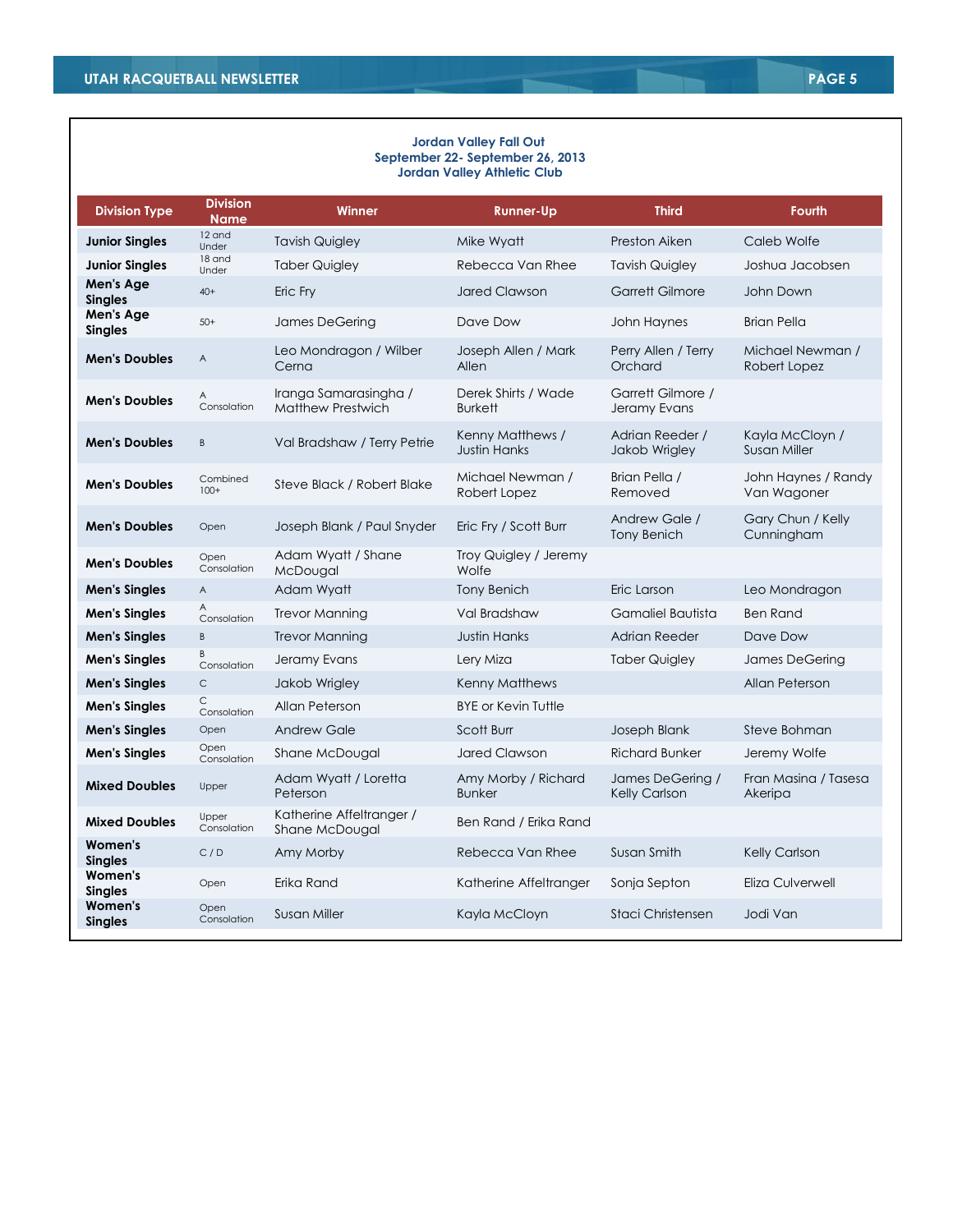### Jordan Valley Fall Out
### September 22- September 26, 2013
### Jordan Valley Athletic Club

| Division Type | Division Name | Winner | Runner-Up | Third | Fourth |
|---|---|---|---|---|---|
| Junior Singles | 12 and Under | Tavish Quigley | Mike Wyatt | Preston Aiken | Caleb Wolfe |
| Junior Singles | 18 and Under | Taber Quigley | Rebecca Van Rhee | Tavish Quigley | Joshua Jacobsen |
| Men's Age Singles | 40+ | Eric Fry | Jared Clawson | Garrett Gilmore | John Down |
| Men's Age Singles | 50+ | James DeGering | Dave Dow | John Haynes | Brian Pella |
| Men's Doubles | A | Leo Mondragon / Wilber Cerna | Joseph Allen / Mark Allen | Perry Allen / Terry Orchard | Michael Newman / Robert Lopez |
| Men's Doubles | A Consolation | Iranga Samarasingha / Matthew Prestwich | Derek Shirts / Wade Burkett | Garrett Gilmore / Jeramy Evans | |
| Men's Doubles | B | Val Bradshaw / Terry Petrie | Kenny Matthews / Justin Hanks | Adrian Reeder / Jakob Wrigley | Kayla McCloyn / Susan Miller |
| Men's Doubles | Combined 100+ | Steve Black / Robert Blake | Michael Newman / Robert Lopez | Brian Pella / Removed | John Haynes / Randy Van Wagoner |
| Men's Doubles | Open | Joseph Blank / Paul Snyder | Eric Fry / Scott Burr | Andrew Gale / Tony Benich | Gary Chun / Kelly Cunningham |
| Men's Doubles | Open Consolation | Adam Wyatt / Shane McDougal | Troy Quigley / Jeremy Wolfe | | |
| Men's Singles | A | Adam Wyatt | Tony Benich | Eric Larson | Leo Mondragon |
| Men's Singles | A Consolation | Trevor Manning | Val Bradshaw | Gamaliel Bautista | Ben Rand |
| Men's Singles | B | Trevor Manning | Justin Hanks | Adrian Reeder | Dave Dow |
| Men's Singles | B Consolation | Jeramy Evans | Lery Miza | Taber Quigley | James DeGering |
| Men's Singles | C | Jakob Wrigley | Kenny Matthews | | Allan Peterson |
| Men's Singles | C Consolation | Allan Peterson | BYE or Kevin Tuttle | | |
| Men's Singles | Open | Andrew Gale | Scott Burr | Joseph Blank | Steve Bohman |
| Men's Singles | Open Consolation | Shane McDougal | Jared Clawson | Richard Bunker | Jeremy Wolfe |
| Mixed Doubles | Upper | Adam Wyatt / Loretta Peterson | Amy Morby / Richard Bunker | James DeGering / Kelly Carlson | Fran Masina / Tasesa Akeripa |
| Mixed Doubles | Upper Consolation | Katherine Affeltranger / Shane McDougal | Ben Rand / Erika Rand | | |
| Women's Singles | C / D | Amy Morby | Rebecca Van Rhee | Susan Smith | Kelly Carlson |
| Women's Singles | Open | Erika Rand | Katherine Affeltranger | Sonja Septon | Eliza Culverwell |
| Women's Singles | Open Consolation | Susan Miller | Kayla McCloyn | Staci Christensen | Jodi Van |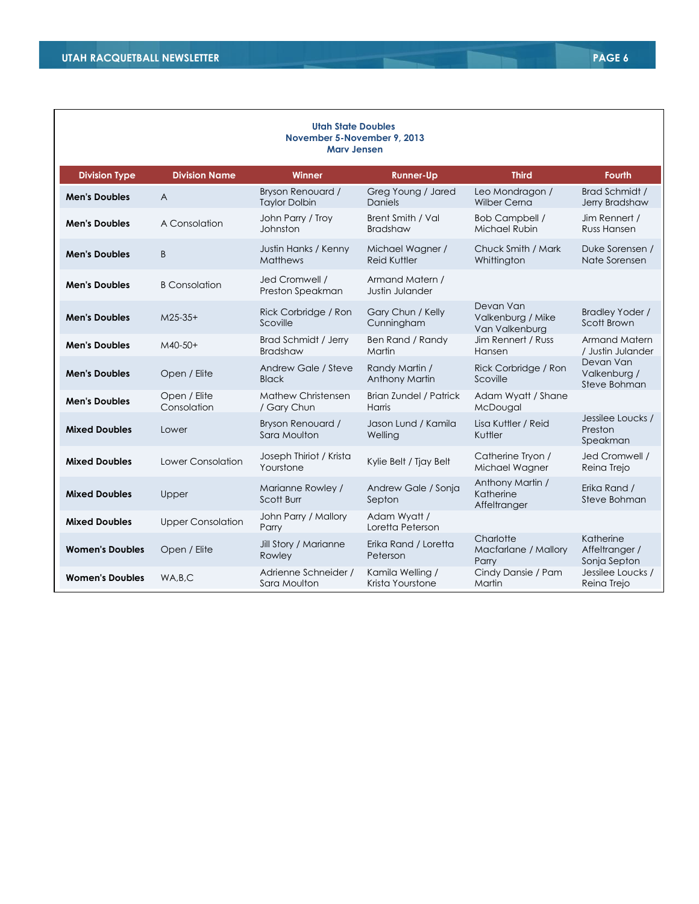**Utah State Doubles**
**November 5-November 9, 2013**
**Marv Jensen**

| Division Type | Division Name | Winner | Runner-Up | Third | Fourth |
|---|---|---|---|---|---|
| **Men's Doubles** | A | Bryson Renouard / Taylor Dolbin | Greg Young / Jared Daniels | Leo Mondragon / Wilber Cerna | Brad Schmidt / Jerry Bradshaw |
| **Men's Doubles** | A Consolation | John Parry / Troy Johnston | Brent Smith / Val Bradshaw | Bob Campbell / Michael Rubin | Jim Rennert / Russ Hansen |
| **Men's Doubles** | B | Justin Hanks / Kenny Matthews | Michael Wagner / Reid Kuttler | Chuck Smith / Mark Whittington | Duke Sorensen / Nate Sorensen |
| **Men's Doubles** | B Consolation | Jed Cromwell / Preston Speakman | Armand Matern / Justin Julander | | |
| **Men's Doubles** | M25-35+ | Rick Corbridge / Ron Scoville | Gary Chun / Kelly Cunningham | Devan Van Valkenburg / Mike Van Valkenburg | Bradley Yoder / Scott Brown |
| **Men's Doubles** | M40-50+ | Brad Schmidt / Jerry Bradshaw | Ben Rand / Randy Martin | Jim Rennert / Russ Hansen | Armand Matern / Justin Julander |
| **Men's Doubles** | Open / Elite | Andrew Gale / Steve Black | Randy Martin / Anthony Martin | Rick Corbridge / Ron Scoville | Devan Van Valkenburg / Steve Bohman |
| **Men's Doubles** | Open / Elite Consolation | Mathew Christensen / Gary Chun | Brian Zundel / Patrick Harris | Adam Wyatt / Shane McDougal | |
| **Mixed Doubles** | Lower | Bryson Renouard / Sara Moulton | Jason Lund / Kamila Welling | Lisa Kuttler / Reid Kuttler | Jessilee Loucks / Preston Speakman |
| **Mixed Doubles** | Lower Consolation | Joseph Thiriot / Krista Yourstone | Kylie Belt / Tjay Belt | Catherine Tryon / Michael Wagner | Jed Cromwell / Reina Trejo |
| **Mixed Doubles** | Upper | Marianne Rowley / Scott Burr | Andrew Gale / Sonja Septon | Anthony Martin / Katherine Affeltranger | Erika Rand / Steve Bohman |
| **Mixed Doubles** | Upper Consolation | John Parry / Mallory Parry | Adam Wyatt / Loretta Peterson | | |
| **Women's Doubles** | Open / Elite | Jill Story / Marianne Rowley | Erika Rand / Loretta Peterson | Charlotte Macfarlane / Mallory Parry | Katherine Affeltranger / Sonja Septon |
| **Women's Doubles** | WA,B,C | Adrienne Schneider / Sara Moulton | Kamila Welling / Krista Yourstone | Cindy Dansie / Pam Martin | Jessilee Loucks / Reina Trejo |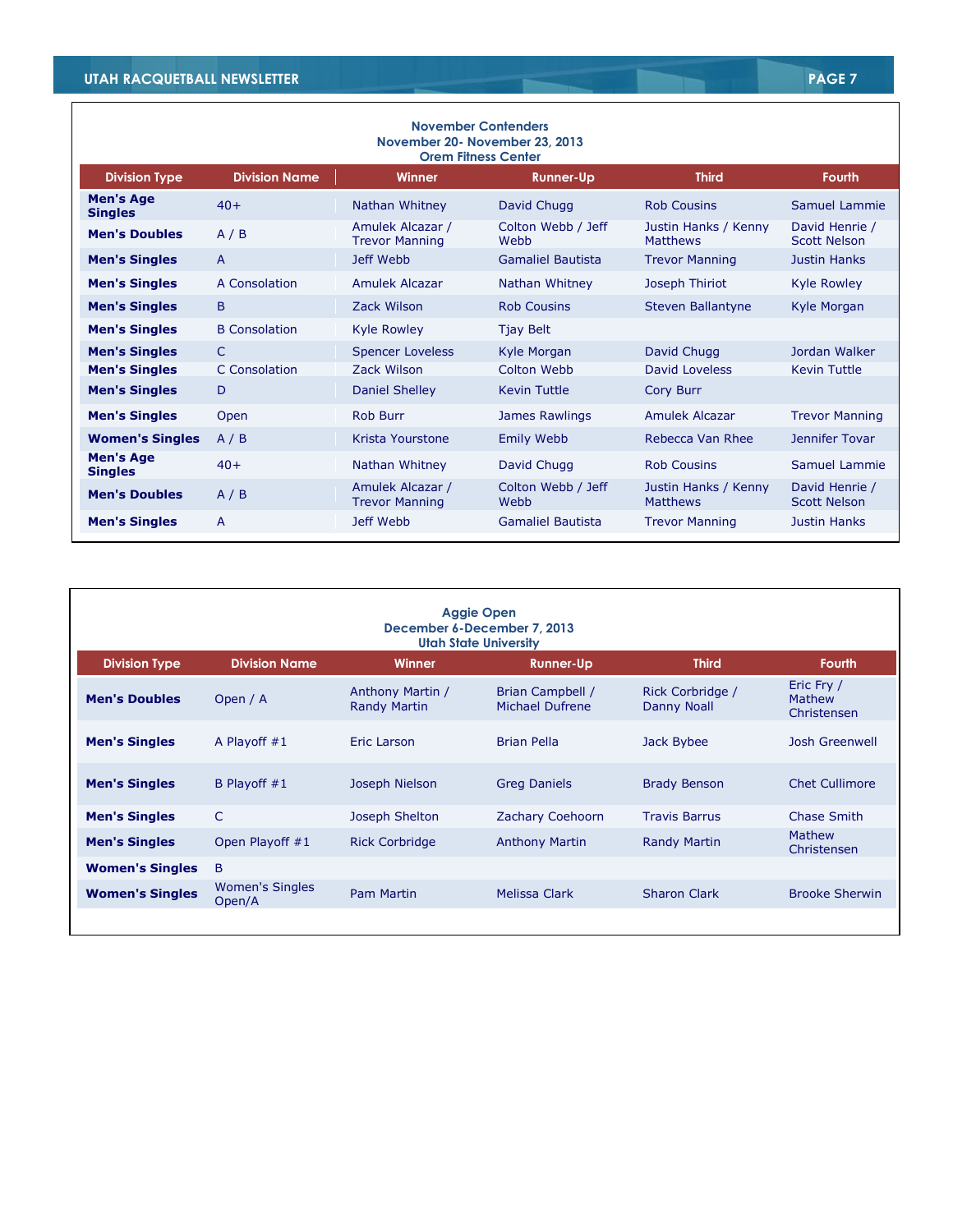**November Contenders**
**November 20- November 23, 2013**
**Orem Fitness Center**

| Division Type | Division Name | Winner | Runner-Up | Third | Fourth |
|---|---|---|---|---|---|
| **Men's Age Singles** | 40+ | Nathan Whitney | David Chugg | Rob Cousins | Samuel Lammie |
| **Men's Doubles** | A / B | Amulek Alcazar / Trevor Manning | Colton Webb / Jeff Webb | Justin Hanks / Kenny Matthews | David Henrie / Scott Nelson |
| **Men's Singles** | A | Jeff Webb | Gamaliel Bautista | Trevor Manning | Justin Hanks |
| **Men's Singles** | A Consolation | Amulek Alcazar | Nathan Whitney | Joseph Thiriot | Kyle Rowley |
| **Men's Singles** | B | Zack Wilson | Rob Cousins | Steven Ballantyne | Kyle Morgan |
| **Men's Singles** | B Consolation | Kyle Rowley | Tjay Belt | | |
| **Men's Singles** | C | Spencer Loveless | Kyle Morgan | David Chugg | Jordan Walker |
| **Men's Singles** | C Consolation | Zack Wilson | Colton Webb | David Loveless | Kevin Tuttle |
| **Men's Singles** | D | Daniel Shelley | Kevin Tuttle | Cory Burr | |
| **Men's Singles** | Open | Rob Burr | James Rawlings | Amulek Alcazar | Trevor Manning |
| **Women's Singles** | A / B | Krista Yourstone | Emily Webb | Rebecca Van Rhee | Jennifer Tovar |
| **Men's Age Singles** | 40+ | Nathan Whitney | David Chugg | Rob Cousins | Samuel Lammie |
| **Men's Doubles** | A / B | Amulek Alcazar / Trevor Manning | Colton Webb / Jeff Webb | Justin Hanks / Kenny Matthews | David Henrie / Scott Nelson |
| **Men's Singles** | A | Jeff Webb | Gamaliel Bautista | Trevor Manning | Justin Hanks |

**Aggie Open**
**December 6-December 7, 2013**
**Utah State University**

| Division Type | Division Name | Winner | Runner-Up | Third | Fourth |
|---|---|---|---|---|---|
| **Men's Doubles** | Open / A | Anthony Martin / Randy Martin | Brian Campbell / Michael Dufrene | Rick Corbridge / Danny Noall | Eric Fry / Mathew Christensen |
| **Men's Singles** | A Playoff #1 | Eric Larson | Brian Pella | Jack Bybee | Josh Greenwell |
| **Men's Singles** | B Playoff #1 | Joseph Nielson | Greg Daniels | Brady Benson | Chet Cullimore |
| **Men's Singles** | C | Joseph Shelton | Zachary Coehoorn | Travis Barrus | Chase Smith |
| **Men's Singles** | Open Playoff #1 | Rick Corbridge | Anthony Martin | Randy Martin | Mathew Christensen |
| **Women's Singles** | B | | | | |
| **Women's Singles** | Women's Singles Open/A | Pam Martin | Melissa Clark | Sharon Clark | Brooke Sherwin |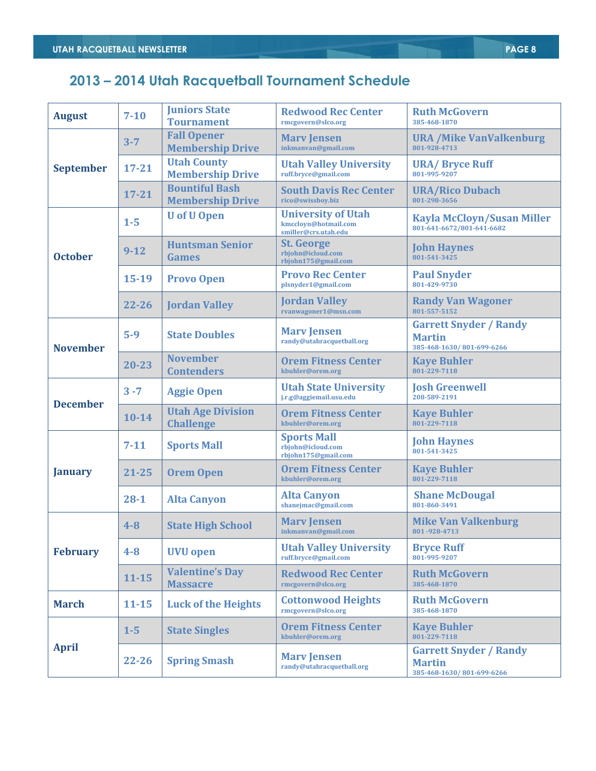## 2013 – 2014 Utah Racquetball Tournament Schedule

| | | | | |
|---|---|---|---|---|
| **August** | **7-10** | **Juniors State Tournament** | **Redwood Rec Center** rmcgovern@slco.org | **Ruth McGovern** 385-468-1870 |
| **September** | **3-7** | **Fall Opener Membership Drive** | **Marv Jensen** inkmanvan@gmail.com | **URA /Mike VanValkenburg** 801-928-4713 |
| | **17-21** | **Utah County Membership Drive** | **Utah Valley University** ruff.bryce@gmail.com | **URA/ Bryce Ruff** 801-995-9207 |
| | **17-21** | **Bountiful Bash Membership Drive** | **South Davis Rec Center** rico@swissboy.biz | **URA/Rico Dubach** 801-298-3656 |
| **October** | **1-5** | **U of U Open** | **University of Utah** kmccloyn@hotmail.com smiller@crs.utah.edu | **Kayla McCloyn/Susan Miller** 801-641-6672/801-641-6682 |
| | **9-12** | **Huntsman Senior Games** | **St. George** rbjohn@icloud.com rbjohn175@gmail.com | **John Haynes** 801-541-3425 |
| | **15-19** | **Provo Open** | **Provo Rec Center** plsnyder1@gmail.com | **Paul Snyder** 801-429-9730 |
| | **22-26** | **Jordan Valley** | **Jordan Valley** rvanwagoner1@msn.com | **Randy Van Wagoner** 801-557-5152 |
| **November** | **5-9** | **State Doubles** | **Marv Jensen** randy@utahracquetball.org | **Garrett Snyder / Randy Martin** 385-468-1630/ 801-699-6266 |
| | **20-23** | **November Contenders** | **Orem Fitness Center** kbuhler@orem.org | **Kaye Buhler** 801-229-7118 |
| **December** | **3 -7** | **Aggie Open** | **Utah State University** j.r.g@aggiemail.usu.edu | **Josh Greenwell** 208-589-2191 |
| | **10-14** | **Utah Age Division Challenge** | **Orem Fitness Center** kbuhler@orem.org | **Kaye Buhler** 801-229-7118 |
| **January** | **7-11** | **Sports Mall** | **Sports Mall** rbjohn@icloud.com rbjohn175@gmail.com | **John Haynes** 801-541-3425 |
| | **21-25** | **Orem Open** | **Orem Fitness Center** kbuhler@orem.org | **Kaye Buhler** 801-229-7118 |
| | **28-1** | **Alta Canyon** | **Alta Canyon** shanejmac@gmail.com | **Shane McDougal** 801-860-3491 |
| **February** | **4-8** | **State High School** | **Marv Jensen** inkmanvan@gmail.com | **Mike Van Valkenburg** 801 -928-4713 |
| | **4-8** | **UVU open** | **Utah Valley University** ruff.bryce@gmail.com | **Bryce Ruff** 801-995-9207 |
| | **11-15** | **Valentine's Day Massacre** | **Redwood Rec Center** rmcgovern@slco.org | **Ruth McGovern** 385-468-1870 |
| **March** | **11-15** | **Luck of the Heights** | **Cottonwood Heights** rmcgovern@slco.org | **Ruth McGovern** 385-468-1870 |
| **April** | **1-5** | **State Singles** | **Orem Fitness Center** kbuhler@orem.org | **Kaye Buhler** 801-229-7118 |
| | **22-26** | **Spring Smash** | **Marv Jensen** randy@utahracquetball.org | **Garrett Snyder / Randy Martin** 385-468-1630/ 801-699-6266 |